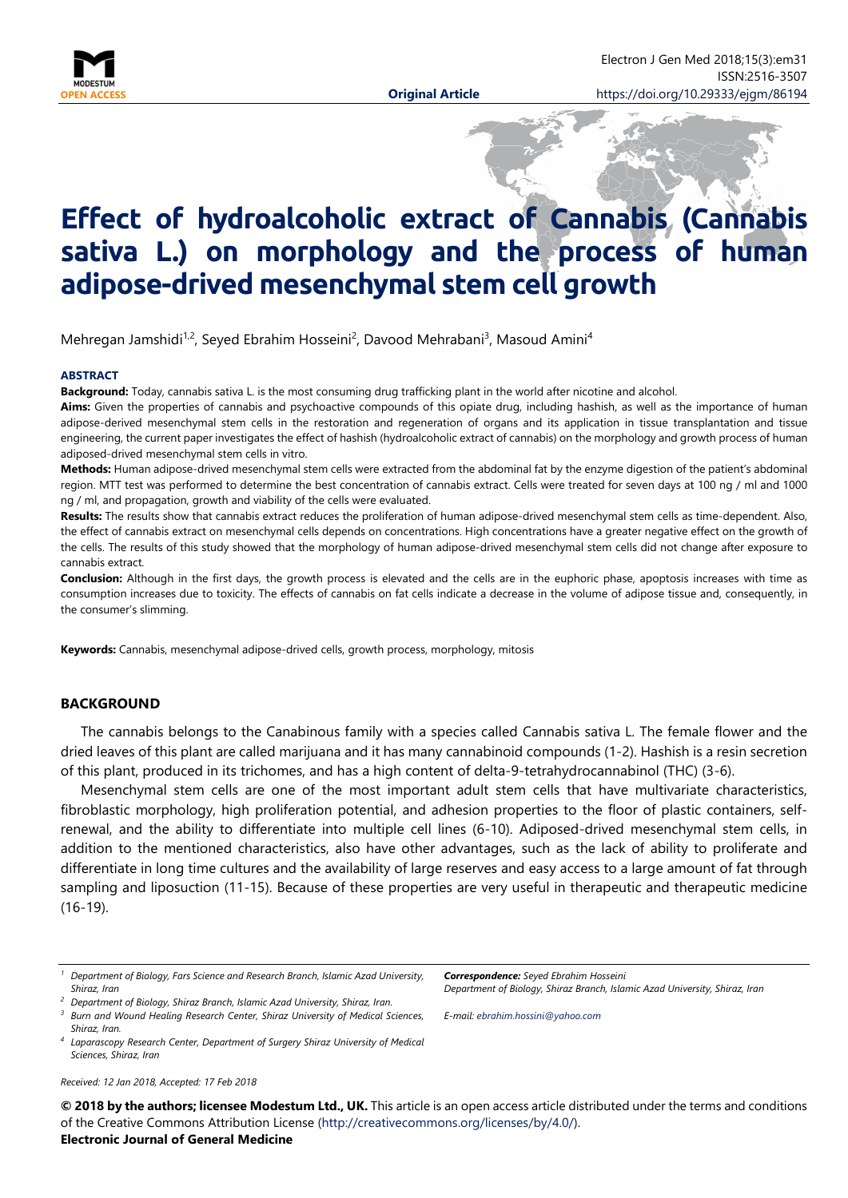**Original Article**

# Effect of hydroalcoholic extract of Cannabis (Cannabis sativa L.) on morphology and the process of human adipose-drived mesenchymal stem cell growth

Mehregan Jamshidi[1,2], Seyed Ebrahim Hosseini[2], Davood Mehrabani[3], Masoud Amini[4]

### ABSTRACT

**Background:** Today, cannabis sativa L. is the most consuming drug trafficking plant in the world after nicotine and alcohol.

**Aims:** Given the properties of cannabis and psychoactive compounds of this opiate drug, including hashish, as well as the importance of human adipose-derived mesenchymal stem cells in the restoration and regeneration of organs and its application in tissue transplantation and tissue engineering, the current paper investigates the effect of hashish (hydroalcoholic extract of cannabis) on the morphology and growth process of human adiposed-drived mesenchymal stem cells in vitro.

**Methods:** Human adipose-drived mesenchymal stem cells were extracted from the abdominal fat by the enzyme digestion of the patient's abdominal region. MTT test was performed to determine the best concentration of cannabis extract. Cells were treated for seven days at 100 ng / ml and 1000 ng / ml, and propagation, growth and viability of the cells were evaluated.

**Results:** The results show that cannabis extract reduces the proliferation of human adipose-drived mesenchymal stem cells as time-dependent. Also, the effect of cannabis extract on mesenchymal cells depends on concentrations. High concentrations have a greater negative effect on the growth of the cells. The results of this study showed that the morphology of human adipose-drived mesenchymal stem cells did not change after exposure to cannabis extract.

**Conclusion:** Although in the first days, the growth process is elevated and the cells are in the euphoric phase, apoptosis increases with time as consumption increases due to toxicity. The effects of cannabis on fat cells indicate a decrease in the volume of adipose tissue and, consequently, in the consumer's slimming.

**Keywords:** Cannabis, mesenchymal adipose-drived cells, growth process, morphology, mitosis

## BACKGROUND

The cannabis belongs to the Canabinous family with a species called Cannabis sativa L. The female flower and the dried leaves of this plant are called marijuana and it has many cannabinoid compounds (1-2). Hashish is a resin secretion of this plant, produced in its trichomes, and has a high content of delta-9-tetrahydrocannabinol (THC) (3-6).

Mesenchymal stem cells are one of the most important adult stem cells that have multivariate characteristics, fibroblastic morphology, high proliferation potential, and adhesion properties to the floor of plastic containers, self-renewal, and the ability to differentiate into multiple cell lines (6-10). Adiposed-drived mesenchymal stem cells, in addition to the mentioned characteristics, also have other advantages, such as the lack of ability to proliferate and differentiate in long time cultures and the availability of large reserves and easy access to a large amount of fat through sampling and liposuction (11-15). Because of these properties are very useful in therapeutic and therapeutic medicine (16-19).

---

[1] Department of Biology, Fars Science and Research Branch, Islamic Azad University, Shiraz, Iran

[2] Department of Biology, Shiraz Branch, Islamic Azad University, Shiraz, Iran.

[3] Burn and Wound Healing Research Center, Shiraz University of Medical Sciences, Shiraz, Iran.

[4] Laparascopy Research Center, Department of Surgery Shiraz University of Medical Sciences, Shiraz, Iran

***Correspondence:*** *Seyed Ebrahim Hosseini*
*Department of Biology, Shiraz Branch, Islamic Azad University, Shiraz, Iran*

*E-mail: ebrahim.hossini@yahoo.com*

*Received: 12 Jan 2018, Accepted: 17 Feb 2018*

**© 2018 by the authors; licensee Modestum Ltd., UK.** This article is an open access article distributed under the terms and conditions of the Creative Commons Attribution License (http://creativecommons.org/licenses/by/4.0/).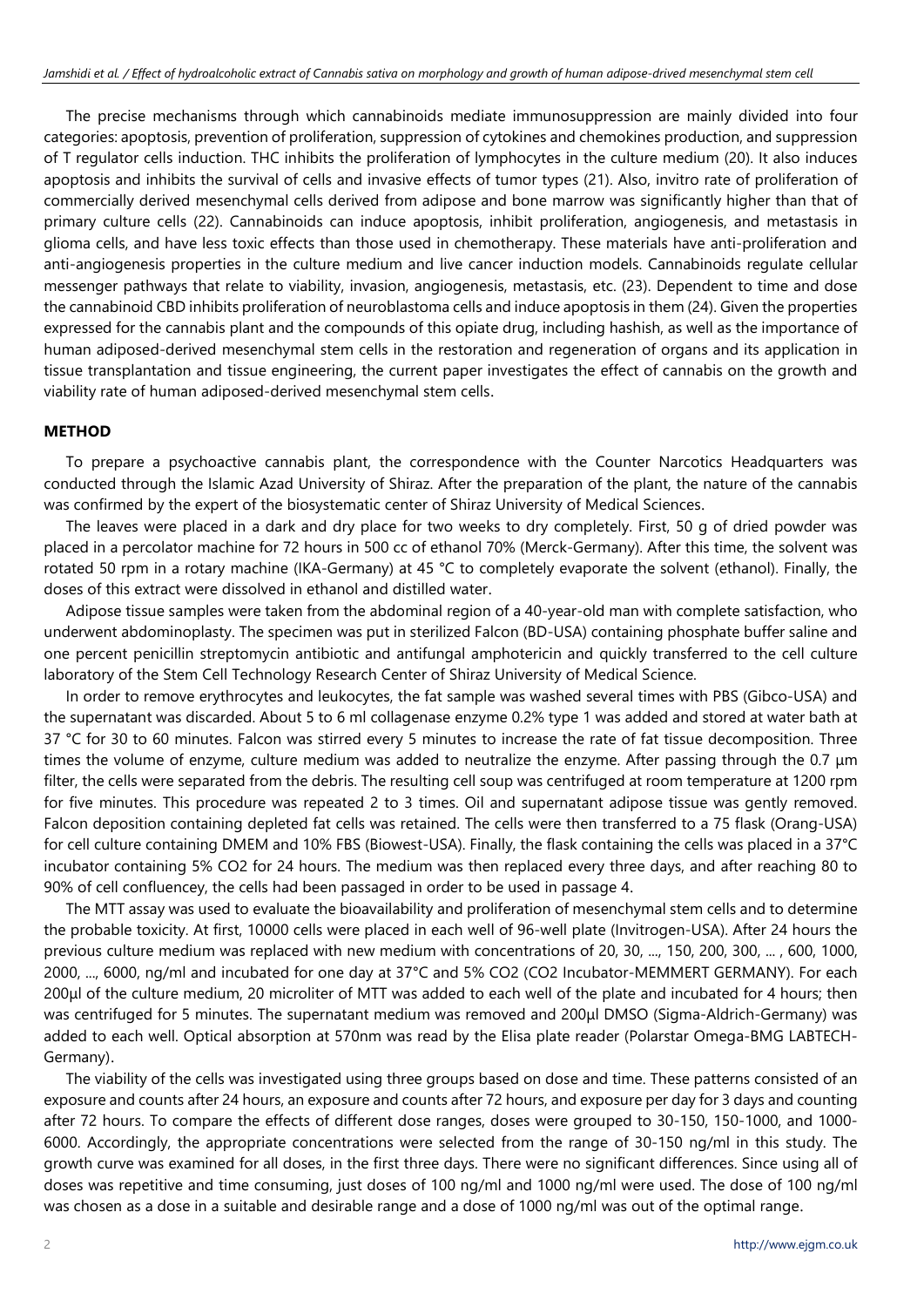The precise mechanisms through which cannabinoids mediate immunosuppression are mainly divided into four categories: apoptosis, prevention of proliferation, suppression of cytokines and chemokines production, and suppression of T regulator cells induction. THC inhibits the proliferation of lymphocytes in the culture medium (20). It also induces apoptosis and inhibits the survival of cells and invasive effects of tumor types (21). Also, invitro rate of proliferation of commercially derived mesenchymal cells derived from adipose and bone marrow was significantly higher than that of primary culture cells (22). Cannabinoids can induce apoptosis, inhibit proliferation, angiogenesis, and metastasis in glioma cells, and have less toxic effects than those used in chemotherapy. These materials have anti-proliferation and anti-angiogenesis properties in the culture medium and live cancer induction models. Cannabinoids regulate cellular messenger pathways that relate to viability, invasion, angiogenesis, metastasis, etc. (23). Dependent to time and dose the cannabinoid CBD inhibits proliferation of neuroblastoma cells and induce apoptosis in them (24). Given the properties expressed for the cannabis plant and the compounds of this opiate drug, including hashish, as well as the importance of human adiposed-derived mesenchymal stem cells in the restoration and regeneration of organs and its application in tissue transplantation and tissue engineering, the current paper investigates the effect of cannabis on the growth and viability rate of human adiposed-derived mesenchymal stem cells.

## METHOD

To prepare a psychoactive cannabis plant, the correspondence with the Counter Narcotics Headquarters was conducted through the Islamic Azad University of Shiraz. After the preparation of the plant, the nature of the cannabis was confirmed by the expert of the biosystematic center of Shiraz University of Medical Sciences.

The leaves were placed in a dark and dry place for two weeks to dry completely. First, 50 g of dried powder was placed in a percolator machine for 72 hours in 500 cc of ethanol 70% (Merck-Germany). After this time, the solvent was rotated 50 rpm in a rotary machine (IKA-Germany) at 45 °C to completely evaporate the solvent (ethanol). Finally, the doses of this extract were dissolved in ethanol and distilled water.

Adipose tissue samples were taken from the abdominal region of a 40-year-old man with complete satisfaction, who underwent abdominoplasty. The specimen was put in sterilized Falcon (BD-USA) containing phosphate buffer saline and one percent penicillin streptomycin antibiotic and antifungal amphotericin and quickly transferred to the cell culture laboratory of the Stem Cell Technology Research Center of Shiraz University of Medical Science.

In order to remove erythrocytes and leukocytes, the fat sample was washed several times with PBS (Gibco-USA) and the supernatant was discarded. About 5 to 6 ml collagenase enzyme 0.2% type 1 was added and stored at water bath at 37 °C for 30 to 60 minutes. Falcon was stirred every 5 minutes to increase the rate of fat tissue decomposition. Three times the volume of enzyme, culture medium was added to neutralize the enzyme. After passing through the 0.7 µm filter, the cells were separated from the debris. The resulting cell soup was centrifuged at room temperature at 1200 rpm for five minutes. This procedure was repeated 2 to 3 times. Oil and supernatant adipose tissue was gently removed. Falcon deposition containing depleted fat cells was retained. The cells were then transferred to a 75 flask (Orang-USA) for cell culture containing DMEM and 10% FBS (Biowest-USA). Finally, the flask containing the cells was placed in a 37°C incubator containing 5% $CO_2$ for 24 hours. The medium was then replaced every three days, and after reaching 80 to 90% of cell confluencey, the cells had been passaged in order to be used in passage 4.

The MTT assay was used to evaluate the bioavailability and proliferation of mesenchymal stem cells and to determine the probable toxicity. At first, 10000 cells were placed in each well of 96-well plate (Invitrogen-USA). After 24 hours the previous culture medium was replaced with new medium with concentrations of 20, 30, ..., 150, 200, 300, ... , 600, 1000, 2000, ..., 6000, ng/ml and incubated for one day at 37°C and 5% $CO_2$ (CO2 Incubator-MEMMERT GERMANY). For each 200µl of the culture medium, 20 microliter of MTT was added to each well of the plate and incubated for 4 hours; then was centrifuged for 5 minutes. The supernatant medium was removed and 200µl DMSO (Sigma-Aldrich-Germany) was added to each well. Optical absorption at 570nm was read by the Elisa plate reader (Polarstar Omega-BMG LABTECH-Germany).

The viability of the cells was investigated using three groups based on dose and time. These patterns consisted of an exposure and counts after 24 hours, an exposure and counts after 72 hours, and exposure per day for 3 days and counting after 72 hours. To compare the effects of different dose ranges, doses were grouped to 30-150, 150-1000, and 1000-6000. Accordingly, the appropriate concentrations were selected from the range of 30-150 ng/ml in this study. The growth curve was examined for all doses, in the first three days. There were no significant differences. Since using all of doses was repetitive and time consuming, just doses of 100 ng/ml and 1000 ng/ml were used. The dose of 100 ng/ml was chosen as a dose in a suitable and desirable range and a dose of 1000 ng/ml was out of the optimal range.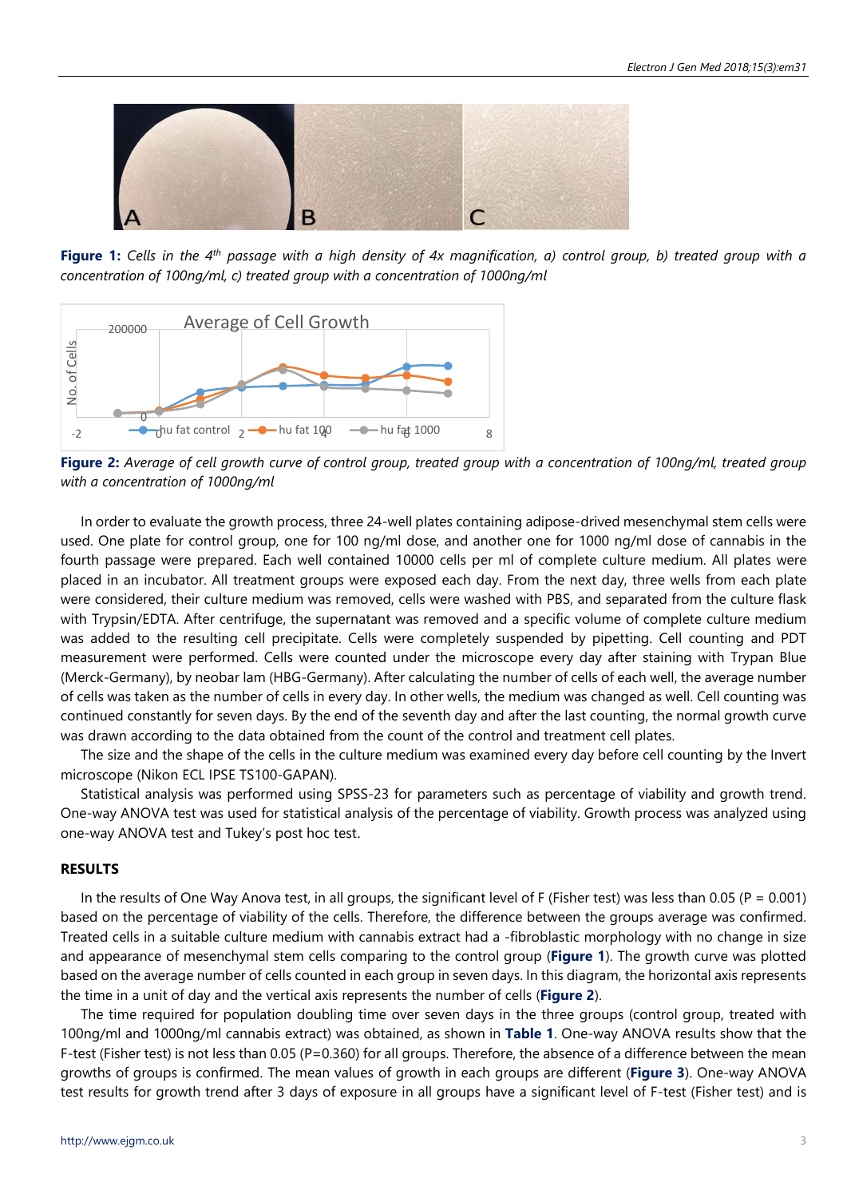**Figure 1:** *Cells in the 4th passage with a high density of 4x magnification, a) control group, b) treated group with a concentration of 100ng/ml, c) treated group with a concentration of 1000ng/ml*

**Figure 2:** *Average of cell growth curve of control group, treated group with a concentration of 100ng/ml, treated group with a concentration of 1000ng/ml*

In order to evaluate the growth process, three 24-well plates containing adipose-drived mesenchymal stem cells were used. One plate for control group, one for 100 ng/ml dose, and another one for 1000 ng/ml dose of cannabis in the fourth passage were prepared. Each well contained 10000 cells per ml of complete culture medium. All plates were placed in an incubator. All treatment groups were exposed each day. From the next day, three wells from each plate were considered, their culture medium was removed, cells were washed with PBS, and separated from the culture flask with Trypsin/EDTA. After centrifuge, the supernatant was removed and a specific volume of complete culture medium was added to the resulting cell precipitate. Cells were completely suspended by pipetting. Cell counting and PDT measurement were performed. Cells were counted under the microscope every day after staining with Trypan Blue (Merck-Germany), by neobar lam (HBG-Germany). After calculating the number of cells of each well, the average number of cells was taken as the number of cells in every day. In other wells, the medium was changed as well. Cell counting was continued constantly for seven days. By the end of the seventh day and after the last counting, the normal growth curve was drawn according to the data obtained from the count of the control and treatment cell plates.

The size and the shape of the cells in the culture medium was examined every day before cell counting by the Invert microscope (Nikon ECL IPSE TS100-GAPAN).

Statistical analysis was performed using SPSS-23 for parameters such as percentage of viability and growth trend. One-way ANOVA test was used for statistical analysis of the percentage of viability. Growth process was analyzed using one-way ANOVA test and Tukey's post hoc test.

## RESULTS

In the results of One Way Anova test, in all groups, the significant level of F (Fisher test) was less than 0.05 (P = 0.001) based on the percentage of viability of the cells. Therefore, the difference between the groups average was confirmed. Treated cells in a suitable culture medium with cannabis extract had a -fibroblastic morphology with no change in size and appearance of mesenchymal stem cells comparing to the control group (**Figure 1**). The growth curve was plotted based on the average number of cells counted in each group in seven days. In this diagram, the horizontal axis represents the time in a unit of day and the vertical axis represents the number of cells (**Figure 2**).

The time required for population doubling time over seven days in the three groups (control group, treated with 100ng/ml and 1000ng/ml cannabis extract) was obtained, as shown in **Table 1**. One-way ANOVA results show that the F-test (Fisher test) is not less than 0.05 (P=0.360) for all groups. Therefore, the absence of a difference between the mean growths of groups is confirmed. The mean values of growth in each groups are different (**Figure 3**). One-way ANOVA test results for growth trend after 3 days of exposure in all groups have a significant level of F-test (Fisher test) and is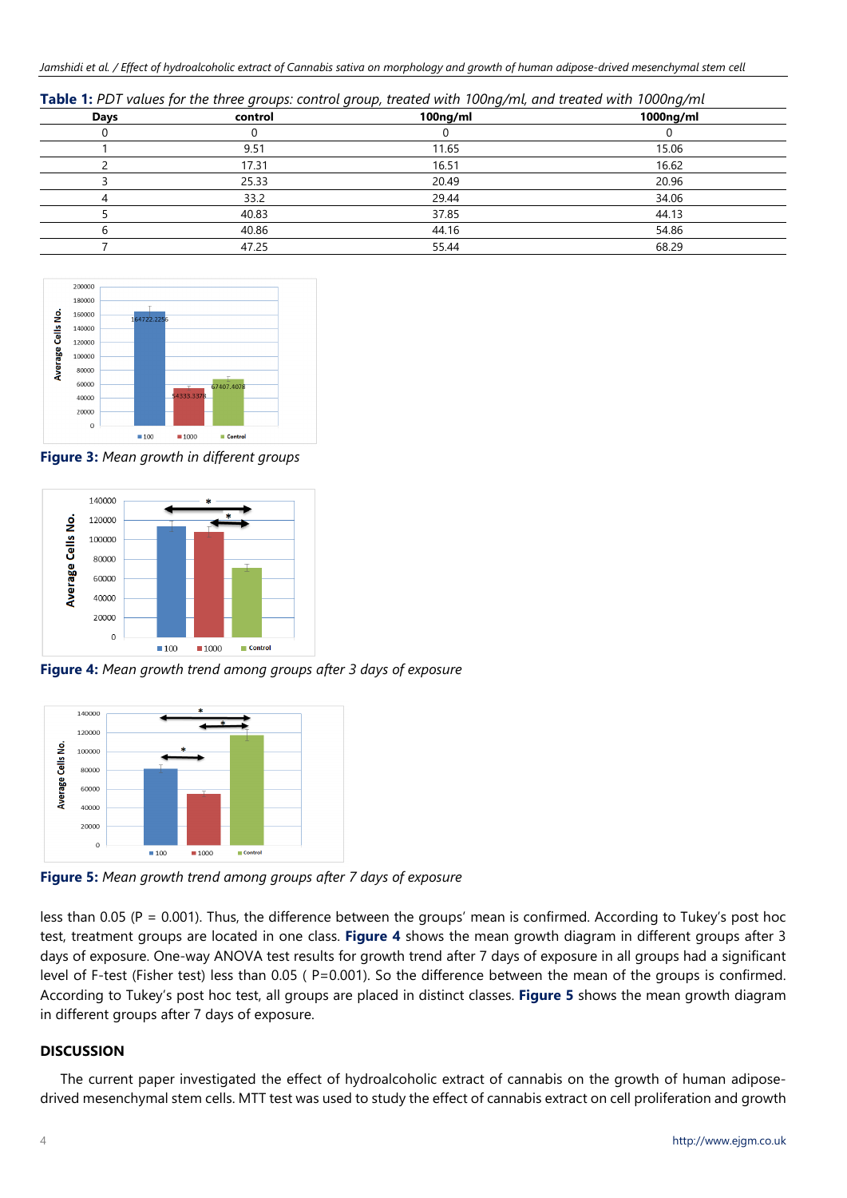**Table 1:** *PDT values for the three groups: control group, treated with 100ng/ml, and treated with 1000ng/ml*

| Days | control | 100ng/ml | 1000ng/ml |
|---|---|---|---|
| 0 | 0 | 0 | 0 |
| 1 | 9.51 | 11.65 | 15.06 |
| 2 | 17.31 | 16.51 | 16.62 |
| 3 | 25.33 | 20.49 | 20.96 |
| 4 | 33.2 | 29.44 | 34.06 |
| 5 | 40.83 | 37.85 | 44.13 |
| 6 | 40.86 | 44.16 | 54.86 |
| 7 | 47.25 | 55.44 | 68.29 |

**Figure 3:** *Mean growth in different groups*

**Figure 4:** *Mean growth trend among groups after 3 days of exposure*

**Figure 5:** *Mean growth trend among groups after 7 days of exposure*

less than 0.05 (P = 0.001). Thus, the difference between the groups' mean is confirmed. According to Tukey's post hoc test, treatment groups are located in one class. **Figure 4** shows the mean growth diagram in different groups after 3 days of exposure. One-way ANOVA test results for growth trend after 7 days of exposure in all groups had a significant level of F-test (Fisher test) less than 0.05 ( P=0.001). So the difference between the mean of the groups is confirmed. According to Tukey's post hoc test, all groups are placed in distinct classes. **Figure 5** shows the mean growth diagram in different groups after 7 days of exposure.

## DISCUSSION

The current paper investigated the effect of hydroalcoholic extract of cannabis on the growth of human adipose-drived mesenchymal stem cells. MTT test was used to study the effect of cannabis extract on cell proliferation and growth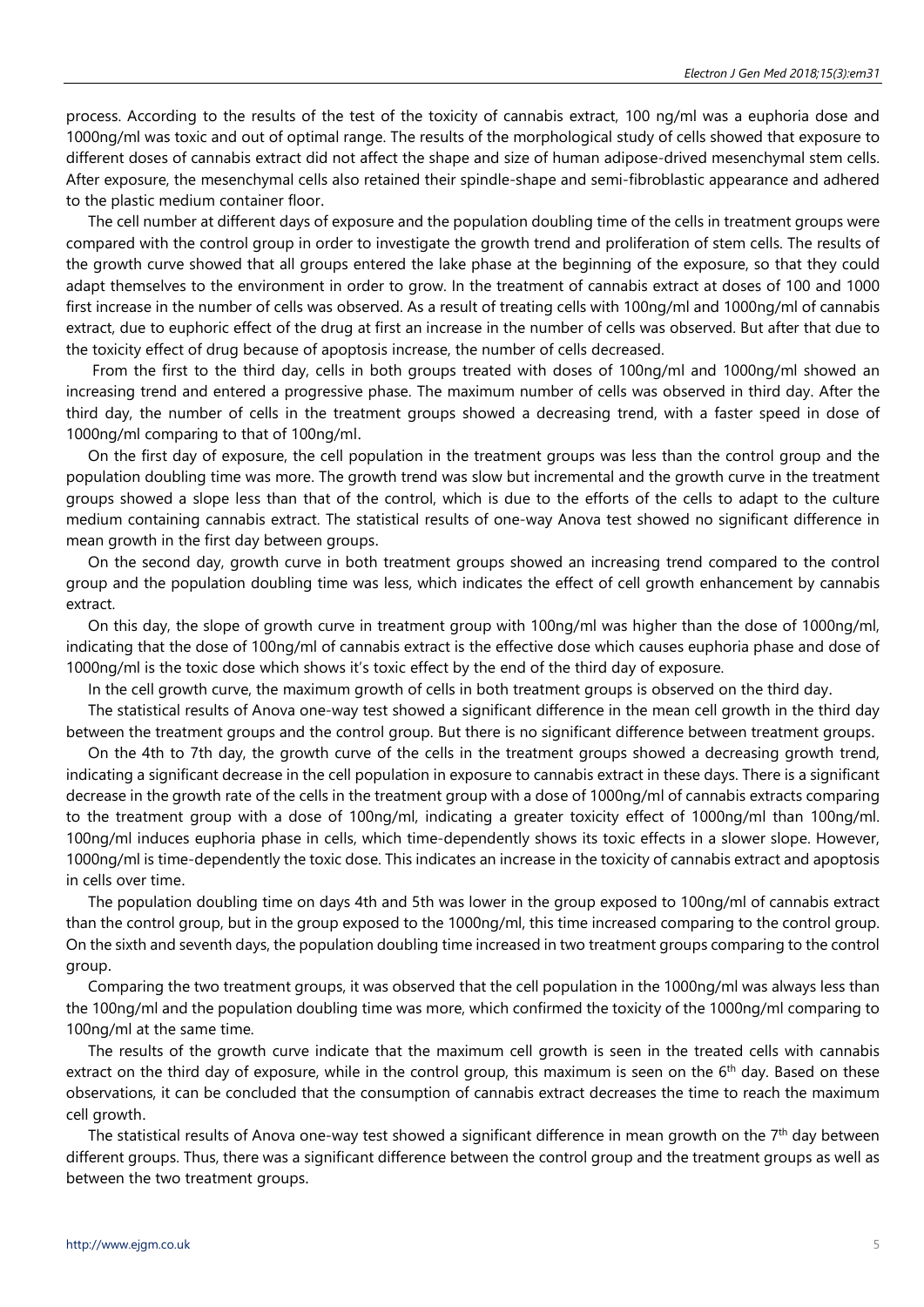process. According to the results of the test of the toxicity of cannabis extract, 100 ng/ml was a euphoria dose and 1000ng/ml was toxic and out of optimal range. The results of the morphological study of cells showed that exposure to different doses of cannabis extract did not affect the shape and size of human adipose-drived mesenchymal stem cells. After exposure, the mesenchymal cells also retained their spindle-shape and semi-fibroblastic appearance and adhered to the plastic medium container floor.

The cell number at different days of exposure and the population doubling time of the cells in treatment groups were compared with the control group in order to investigate the growth trend and proliferation of stem cells. The results of the growth curve showed that all groups entered the lake phase at the beginning of the exposure, so that they could adapt themselves to the environment in order to grow. In the treatment of cannabis extract at doses of 100 and 1000 first increase in the number of cells was observed. As a result of treating cells with 100ng/ml and 1000ng/ml of cannabis extract, due to euphoric effect of the drug at first an increase in the number of cells was observed. But after that due to the toxicity effect of drug because of apoptosis increase, the number of cells decreased.

From the first to the third day, cells in both groups treated with doses of 100ng/ml and 1000ng/ml showed an increasing trend and entered a progressive phase. The maximum number of cells was observed in third day. After the third day, the number of cells in the treatment groups showed a decreasing trend, with a faster speed in dose of 1000ng/ml comparing to that of 100ng/ml.

On the first day of exposure, the cell population in the treatment groups was less than the control group and the population doubling time was more. The growth trend was slow but incremental and the growth curve in the treatment groups showed a slope less than that of the control, which is due to the efforts of the cells to adapt to the culture medium containing cannabis extract. The statistical results of one-way Anova test showed no significant difference in mean growth in the first day between groups.

On the second day, growth curve in both treatment groups showed an increasing trend compared to the control group and the population doubling time was less, which indicates the effect of cell growth enhancement by cannabis extract.

On this day, the slope of growth curve in treatment group with 100ng/ml was higher than the dose of 1000ng/ml, indicating that the dose of 100ng/ml of cannabis extract is the effective dose which causes euphoria phase and dose of 1000ng/ml is the toxic dose which shows it's toxic effect by the end of the third day of exposure.

In the cell growth curve, the maximum growth of cells in both treatment groups is observed on the third day.

The statistical results of Anova one-way test showed a significant difference in the mean cell growth in the third day between the treatment groups and the control group. But there is no significant difference between treatment groups.

On the 4th to 7th day, the growth curve of the cells in the treatment groups showed a decreasing growth trend, indicating a significant decrease in the cell population in exposure to cannabis extract in these days. There is a significant decrease in the growth rate of the cells in the treatment group with a dose of 1000ng/ml of cannabis extracts comparing to the treatment group with a dose of 100ng/ml, indicating a greater toxicity effect of 1000ng/ml than 100ng/ml. 100ng/ml induces euphoria phase in cells, which time-dependently shows its toxic effects in a slower slope. However, 1000ng/ml is time-dependently the toxic dose. This indicates an increase in the toxicity of cannabis extract and apoptosis in cells over time.

The population doubling time on days 4th and 5th was lower in the group exposed to 100ng/ml of cannabis extract than the control group, but in the group exposed to the 1000ng/ml, this time increased comparing to the control group. On the sixth and seventh days, the population doubling time increased in two treatment groups comparing to the control group.

Comparing the two treatment groups, it was observed that the cell population in the 1000ng/ml was always less than the 100ng/ml and the population doubling time was more, which confirmed the toxicity of the 1000ng/ml comparing to 100ng/ml at the same time.

The results of the growth curve indicate that the maximum cell growth is seen in the treated cells with cannabis extract on the third day of exposure, while in the control group, this maximum is seen on the 6th day. Based on these observations, it can be concluded that the consumption of cannabis extract decreases the time to reach the maximum cell growth.

The statistical results of Anova one-way test showed a significant difference in mean growth on the 7th day between different groups. Thus, there was a significant difference between the control group and the treatment groups as well as between the two treatment groups.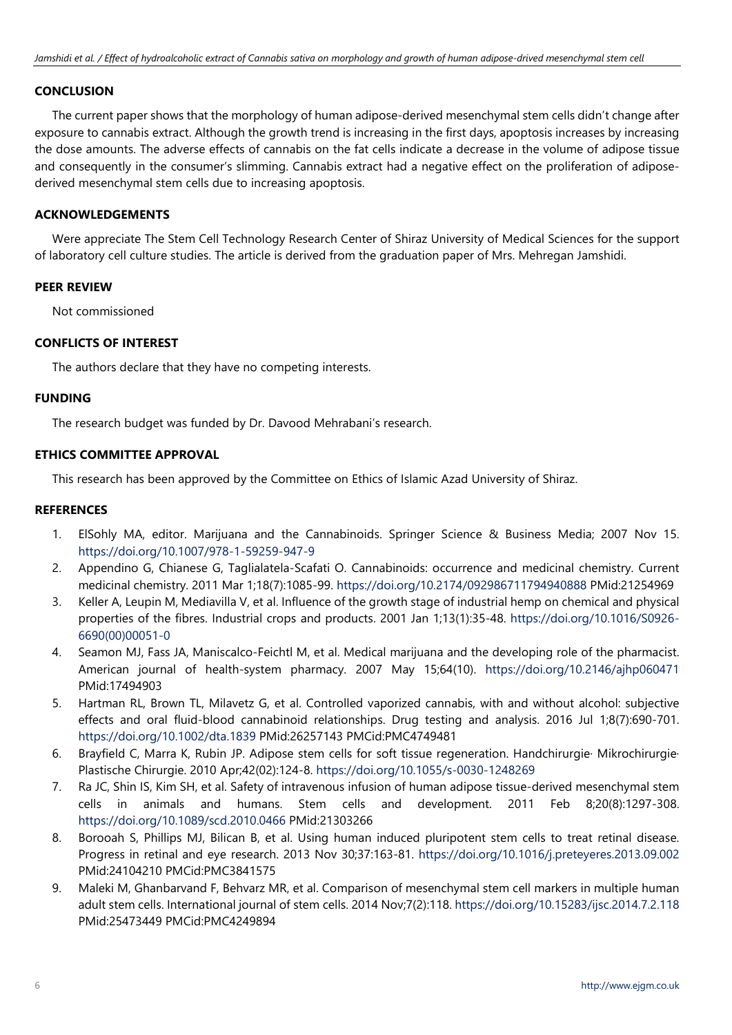## CONCLUSION

The current paper shows that the morphology of human adipose-derived mesenchymal stem cells didn't change after exposure to cannabis extract. Although the growth trend is increasing in the first days, apoptosis increases by increasing the dose amounts. The adverse effects of cannabis on the fat cells indicate a decrease in the volume of adipose tissue and consequently in the consumer's slimming. Cannabis extract had a negative effect on the proliferation of adipose-derived mesenchymal stem cells due to increasing apoptosis.

## ACKNOWLEDGEMENTS

Were appreciate The Stem Cell Technology Research Center of Shiraz University of Medical Sciences for the support of laboratory cell culture studies. The article is derived from the graduation paper of Mrs. Mehregan Jamshidi.

## PEER REVIEW

Not commissioned

## CONFLICTS OF INTEREST

The authors declare that they have no competing interests.

## FUNDING

The research budget was funded by Dr. Davood Mehrabani's research.

## ETHICS COMMITTEE APPROVAL

This research has been approved by the Committee on Ethics of Islamic Azad University of Shiraz.

## REFERENCES

1. ElSohly MA, editor. Marijuana and the Cannabinoids. Springer Science & Business Media; 2007 Nov 15. https://doi.org/10.1007/978-1-59259-947-9
2. Appendino G, Chianese G, Taglialatela-Scafati O. Cannabinoids: occurrence and medicinal chemistry. Current medicinal chemistry. 2011 Mar 1;18(7):1085-99. https://doi.org/10.2174/092986711794940888 PMid:21254969
3. Keller A, Leupin M, Mediavilla V, et al. Influence of the growth stage of industrial hemp on chemical and physical properties of the fibres. Industrial crops and products. 2001 Jan 1;13(1):35-48. https://doi.org/10.1016/S0926-6690(00)00051-0
4. Seamon MJ, Fass JA, Maniscalco-Feichtl M, et al. Medical marijuana and the developing role of the pharmacist. American journal of health-system pharmacy. 2007 May 15;64(10). https://doi.org/10.2146/ajhp060471 PMid:17494903
5. Hartman RL, Brown TL, Milavetz G, et al. Controlled vaporized cannabis, with and without alcohol: subjective effects and oral fluid-blood cannabinoid relationships. Drug testing and analysis. 2016 Jul 1;8(7):690-701. https://doi.org/10.1002/dta.1839 PMid:26257143 PMCid:PMC4749481
6. Brayfield C, Marra K, Rubin JP. Adipose stem cells for soft tissue regeneration. Handchirurgie· Mikrochirurgie· Plastische Chirurgie. 2010 Apr;42(02):124-8. https://doi.org/10.1055/s-0030-1248269
7. Ra JC, Shin IS, Kim SH, et al. Safety of intravenous infusion of human adipose tissue-derived mesenchymal stem cells in animals and humans. Stem cells and development. 2011 Feb 8;20(8):1297-308. https://doi.org/10.1089/scd.2010.0466 PMid:21303266
8. Borooah S, Phillips MJ, Bilican B, et al. Using human induced pluripotent stem cells to treat retinal disease. Progress in retinal and eye research. 2013 Nov 30;37:163-81. https://doi.org/10.1016/j.preteyeres.2013.09.002 PMid:24104210 PMCid:PMC3841575
9. Maleki M, Ghanbarvand F, Behvarz MR, et al. Comparison of mesenchymal stem cell markers in multiple human adult stem cells. International journal of stem cells. 2014 Nov;7(2):118. https://doi.org/10.15283/ijsc.2014.7.2.118 PMid:25473449 PMCid:PMC4249894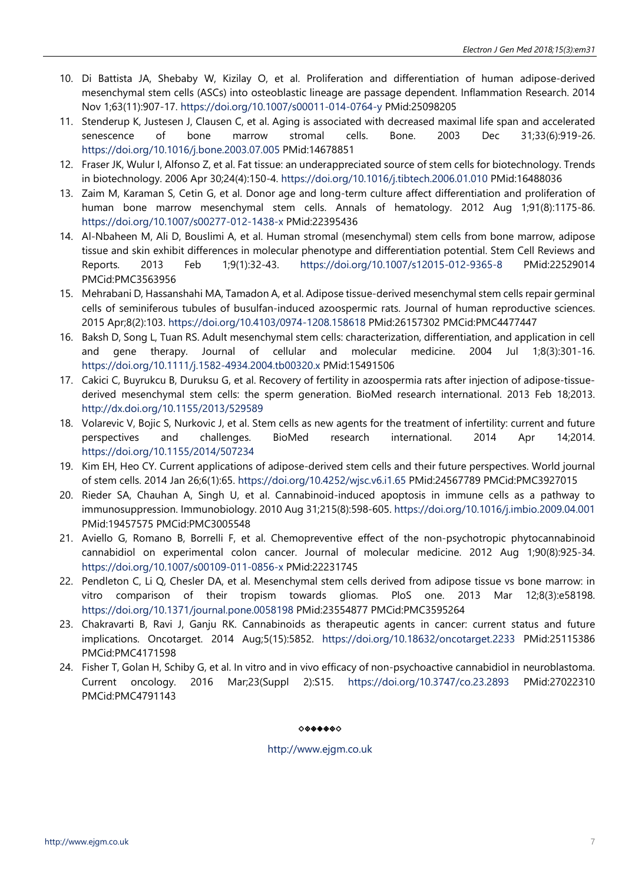10. Di Battista JA, Shebaby W, Kizilay O, et al. Proliferation and differentiation of human adipose-derived mesenchymal stem cells (ASCs) into osteoblastic lineage are passage dependent. Inflammation Research. 2014 Nov 1;63(11):907-17. https://doi.org/10.1007/s00011-014-0764-y PMid:25098205
11. Stenderup K, Justesen J, Clausen C, et al. Aging is associated with decreased maximal life span and accelerated senescence of bone marrow stromal cells. Bone. 2003 Dec 31;33(6):919-26. https://doi.org/10.1016/j.bone.2003.07.005 PMid:14678851
12. Fraser JK, Wulur I, Alfonso Z, et al. Fat tissue: an underappreciated source of stem cells for biotechnology. Trends in biotechnology. 2006 Apr 30;24(4):150-4. https://doi.org/10.1016/j.tibtech.2006.01.010 PMid:16488036
13. Zaim M, Karaman S, Cetin G, et al. Donor age and long-term culture affect differentiation and proliferation of human bone marrow mesenchymal stem cells. Annals of hematology. 2012 Aug 1;91(8):1175-86. https://doi.org/10.1007/s00277-012-1438-x PMid:22395436
14. Al-Nbaheen M, Ali D, Bouslimi A, et al. Human stromal (mesenchymal) stem cells from bone marrow, adipose tissue and skin exhibit differences in molecular phenotype and differentiation potential. Stem Cell Reviews and Reports. 2013 Feb 1;9(1):32-43. https://doi.org/10.1007/s12015-012-9365-8 PMid:22529014 PMCid:PMC3563956
15. Mehrabani D, Hassanshahi MA, Tamadon A, et al. Adipose tissue-derived mesenchymal stem cells repair germinal cells of seminiferous tubules of busulfan-induced azoospermic rats. Journal of human reproductive sciences. 2015 Apr;8(2):103. https://doi.org/10.4103/0974-1208.158618 PMid:26157302 PMCid:PMC4477447
16. Baksh D, Song L, Tuan RS. Adult mesenchymal stem cells: characterization, differentiation, and application in cell and gene therapy. Journal of cellular and molecular medicine. 2004 Jul 1;8(3):301-16. https://doi.org/10.1111/j.1582-4934.2004.tb00320.x PMid:15491506
17. Cakici C, Buyrukcu B, Duruksu G, et al. Recovery of fertility in azoospermia rats after injection of adipose-tissue-derived mesenchymal stem cells: the sperm generation. BioMed research international. 2013 Feb 18;2013. http://dx.doi.org/10.1155/2013/529589
18. Volarevic V, Bojic S, Nurkovic J, et al. Stem cells as new agents for the treatment of infertility: current and future perspectives and challenges. BioMed research international. 2014 Apr 14;2014. https://doi.org/10.1155/2014/507234
19. Kim EH, Heo CY. Current applications of adipose-derived stem cells and their future perspectives. World journal of stem cells. 2014 Jan 26;6(1):65. https://doi.org/10.4252/wjsc.v6.i1.65 PMid:24567789 PMCid:PMC3927015
20. Rieder SA, Chauhan A, Singh U, et al. Cannabinoid-induced apoptosis in immune cells as a pathway to immunosuppression. Immunobiology. 2010 Aug 31;215(8):598-605. https://doi.org/10.1016/j.imbio.2009.04.001 PMid:19457575 PMCid:PMC3005548
21. Aviello G, Romano B, Borrelli F, et al. Chemopreventive effect of the non-psychotropic phytocannabinoid cannabidiol on experimental colon cancer. Journal of molecular medicine. 2012 Aug 1;90(8):925-34. https://doi.org/10.1007/s00109-011-0856-x PMid:22231745
22. Pendleton C, Li Q, Chesler DA, et al. Mesenchymal stem cells derived from adipose tissue vs bone marrow: in vitro comparison of their tropism towards gliomas. PloS one. 2013 Mar 12;8(3):e58198. https://doi.org/10.1371/journal.pone.0058198 PMid:23554877 PMCid:PMC3595264
23. Chakravarti B, Ravi J, Ganju RK. Cannabinoids as therapeutic agents in cancer: current status and future implications. Oncotarget. 2014 Aug;5(15):5852. https://doi.org/10.18632/oncotarget.2233 PMid:25115386 PMCid:PMC4171598
24. Fisher T, Golan H, Schiby G, et al. In vitro and in vivo efficacy of non-psychoactive cannabidiol in neuroblastoma. Current oncology. 2016 Mar;23(Suppl 2):S15. https://doi.org/10.3747/co.23.2893 PMid:27022310 PMCid:PMC4791143

◊◊◊◊◊◊◊

http://www.ejgm.co.uk